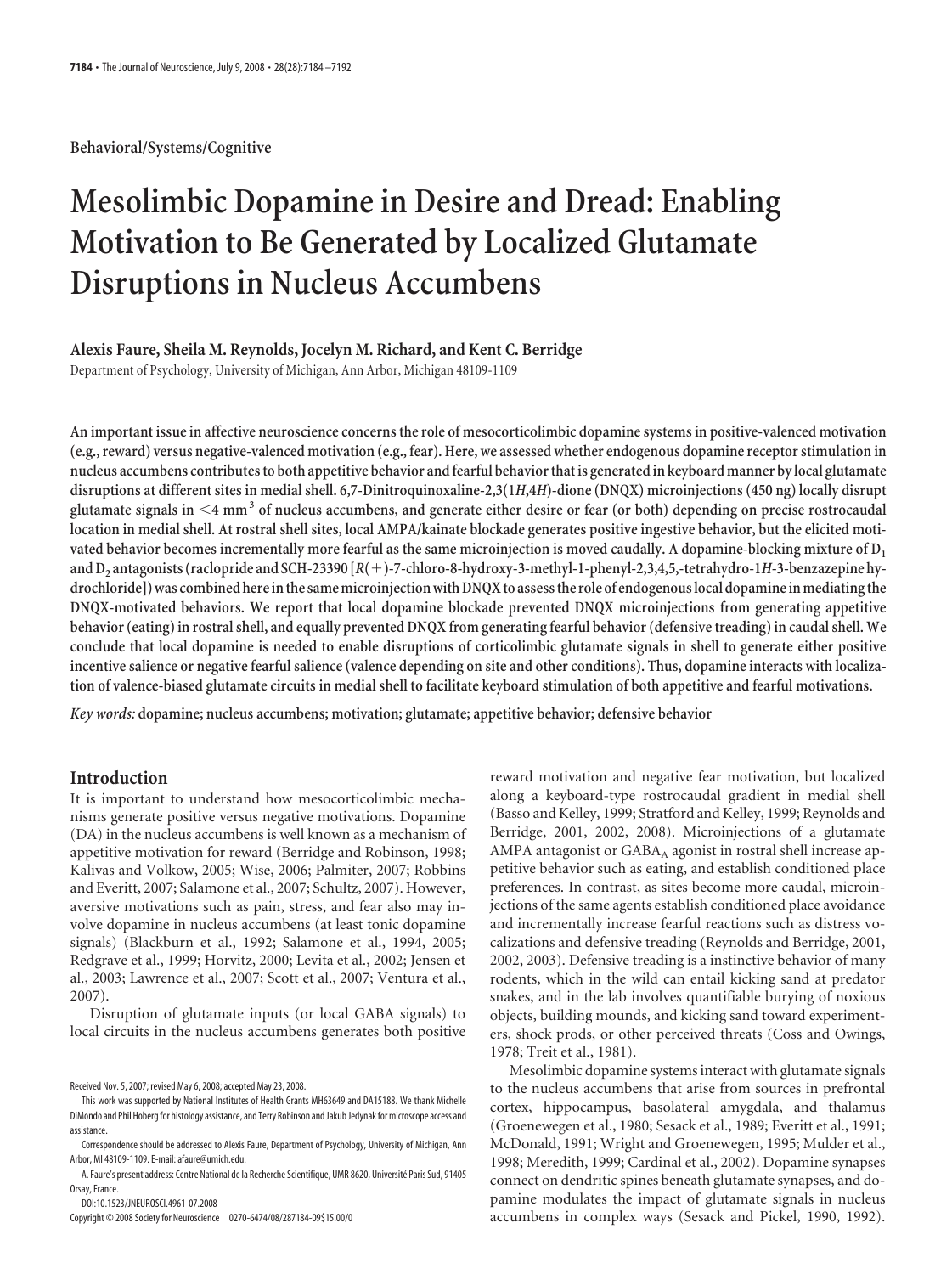Behavioral/Systems/Cognitive

# Mesolimbic Dopamine in Desire and Dread: Enabling Motivation to Be Generated by Localized Glutamate Disruptions in Nucleus Accumbens

**Alexis Faure, Sheila M. Reynolds, Jocelyn M. Richard, and Kent C. Berridge**

Department of Psychology, University of Michigan, Ann Arbor, Michigan 48109-1109

**An important issue in affective neuroscience concerns the role of mesocorticolimbic dopamine systems in positive-valenced motivation (e.g., reward) versus negative-valenced motivation (e.g., fear). Here, we assessed whether endogenous dopamine receptor stimulation in nucleus accumbens contributes to both appetitive behavior and fearful behavior that is generated in keyboard manner by local glutamate disruptions at different sites in medial shell. 6,7-Dinitroquinoxaline-2,3(1*H*,4*H*)-dione (DNQX) microinjections (450 ng) locally disrupt glutamate signals in <4 mm$^3$ of nucleus accumbens, and generate either desire or fear (or both) depending on precise rostrocaudal location in medial shell. At rostral shell sites, local AMPA/kainate blockade generates positive ingestive behavior, but the elicited motivated behavior becomes incrementally more fearful as the same microinjection is moved caudally. A dopamine-blocking mixture of $D_1$ and $D_2$ antagonists (raclopride and SCH-23390 [*R*(+)-7-chloro-8-hydroxy-3-methyl-1-phenyl-2,3,4,5,-tetrahydro-1*H*-3-benzazepine hydrochloride]) was combined here in the same microinjection with DNQX to assess the role of endogenous local dopamine in mediating the DNQX-motivated behaviors. We report that local dopamine blockade prevented DNQX microinjections from generating appetitive behavior (eating) in rostral shell, and equally prevented DNQX from generating fearful behavior (defensive treading) in caudal shell. We conclude that local dopamine is needed to enable disruptions of corticolimbic glutamate signals in shell to generate either positive incentive salience or negative fearful salience (valence depending on site and other conditions). Thus, dopamine interacts with localization of valence-biased glutamate circuits in medial shell to facilitate keyboard stimulation of both appetitive and fearful motivations.**

*Key words:* **dopamine; nucleus accumbens; motivation; glutamate; appetitive behavior; defensive behavior**

## Introduction

It is important to understand how mesocorticolimbic mechanisms generate positive versus negative motivations. Dopamine (DA) in the nucleus accumbens is well known as a mechanism of appetitive motivation for reward (Berridge and Robinson, 1998; Kalivas and Volkow, 2005; Wise, 2006; Palmiter, 2007; Robbins and Everitt, 2007; Salamone et al., 2007; Schultz, 2007). However, aversive motivations such as pain, stress, and fear also may involve dopamine in nucleus accumbens (at least tonic dopamine signals) (Blackburn et al., 1992; Salamone et al., 1994, 2005; Redgrave et al., 1999; Horvitz, 2000; Levita et al., 2002; Jensen et al., 2003; Lawrence et al., 2007; Scott et al., 2007; Ventura et al., 2007).

Disruption of glutamate inputs (or local GABA signals) to local circuits in the nucleus accumbens generates both positive reward motivation and negative fear motivation, but localized along a keyboard-type rostrocaudal gradient in medial shell (Basso and Kelley, 1999; Stratford and Kelley, 1999; Reynolds and Berridge, 2001, 2002, 2008). Microinjections of a glutamate AMPA antagonist or $GABA_A$ agonist in rostral shell increase appetitive behavior such as eating, and establish conditioned place preferences. In contrast, as sites become more caudal, microinjections of the same agents establish conditioned place avoidance and incrementally increase fearful reactions such as distress vocalizations and defensive treading (Reynolds and Berridge, 2001, 2002, 2003). Defensive treading is a instinctive behavior of many rodents, which in the wild can entail kicking sand at predator snakes, and in the lab involves quantifiable burying of noxious objects, building mounds, and kicking sand toward experimenters, shock prods, or other perceived threats (Coss and Owings, 1978; Treit et al., 1981).

Mesolimbic dopamine systems interact with glutamate signals to the nucleus accumbens that arise from sources in prefrontal cortex, hippocampus, basolateral amygdala, and thalamus (Groenewegen et al., 1980; Sesack et al., 1989; Everitt et al., 1991; McDonald, 1991; Wright and Groenewegen, 1995; Mulder et al., 1998; Meredith, 1999; Cardinal et al., 2002). Dopamine synapses connect on dendritic spines beneath glutamate synapses, and dopamine modulates the impact of glutamate signals in nucleus accumbens in complex ways (Sesack and Pickel, 1990, 1992).

Received Nov. 5, 2007; revised May 6, 2008; accepted May 23, 2008.

This work was supported by National Institutes of Health Grants MH63649 and DA15188. We thank Michelle DiMondo and Phil Hoberg for histology assistance, and Terry Robinson and Jakub Jedynak for microscope access and assistance.

Correspondence should be addressed to Alexis Faure, Department of Psychology, University of Michigan, Ann Arbor, MI 48109-1109. E-mail: afaure@umich.edu.

A. Faure's present address: Centre National de la Recherche Scientifique, UMR 8620, Université Paris Sud, 91405 Orsay, France.

DOI:10.1523/JNEUROSCI.4961-07.2008

Copyright © 2008 Society for Neuroscience 0270-6474/08/287184-09$15.00/0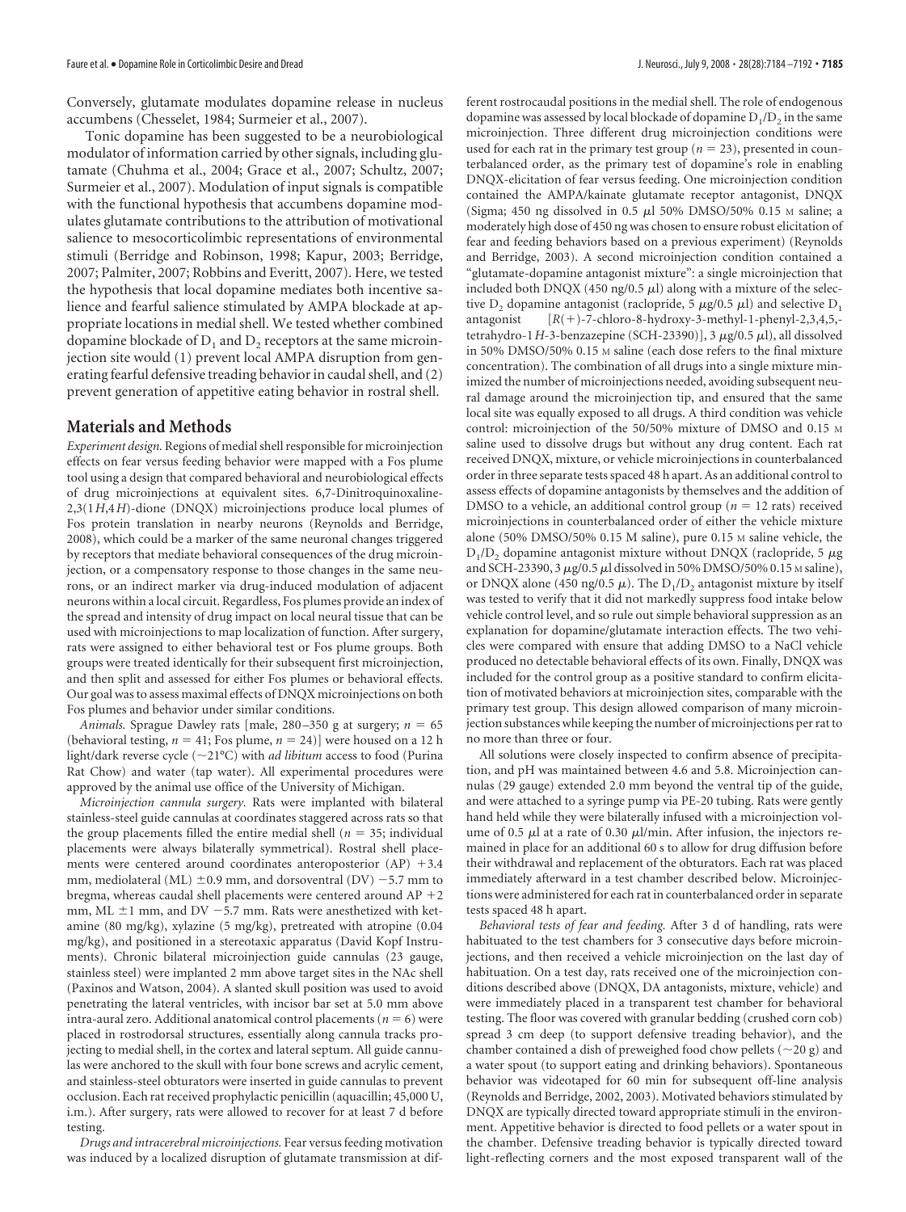Conversely, glutamate modulates dopamine release in nucleus accumbens (Chesselet, 1984; Surmeier et al., 2007).

Tonic dopamine has been suggested to be a neurobiological modulator of information carried by other signals, including glutamate (Chuhma et al., 2004; Grace et al., 2007; Schultz, 2007; Surmeier et al., 2007). Modulation of input signals is compatible with the functional hypothesis that accumbens dopamine modulates glutamate contributions to the attribution of motivational salience to mesocorticolimbic representations of environmental stimuli (Berridge and Robinson, 1998; Kapur, 2003; Berridge, 2007; Palmiter, 2007; Robbins and Everitt, 2007). Here, we tested the hypothesis that local dopamine mediates both incentive salience and fearful salience stimulated by AMPA blockade at appropriate locations in medial shell. We tested whether combined dopamine blockade of $D_1$ and $D_2$ receptors at the same microinjection site would (1) prevent local AMPA disruption from generating fearful defensive treading behavior in caudal shell, and (2) prevent generation of appetitive eating behavior in rostral shell.

## Materials and Methods

*Experiment design.* Regions of medial shell responsible for microinjection effects on fear versus feeding behavior were mapped with a Fos plume tool using a design that compared behavioral and neurobiological effects of drug microinjections at equivalent sites. 6,7-Dinitroquinoxaline-2,3(1*H*,4*H*)-dione (DNQX) microinjections produce local plumes of Fos protein translation in nearby neurons (Reynolds and Berridge, 2008), which could be a marker of the same neuronal changes triggered by receptors that mediate behavioral consequences of the drug microinjection, or a compensatory response to those changes in the same neurons, or an indirect marker via drug-induced modulation of adjacent neurons within a local circuit. Regardless, Fos plumes provide an index of the spread and intensity of drug impact on local neural tissue that can be used with microinjections to map localization of function. After surgery, rats were assigned to either behavioral test or Fos plume groups. Both groups were treated identically for their subsequent first microinjection, and then split and assessed for either Fos plumes or behavioral effects. Our goal was to assess maximal effects of DNQX microinjections on both Fos plumes and behavior under similar conditions.

*Animals.* Sprague Dawley rats [male, 280–350 g at surgery; $n = 65$ (behavioral testing, $n = 41$; Fos plume, $n = 24$)] were housed on a 12 h light/dark reverse cycle (~21°C) with *ad libitum* access to food (Purina Rat Chow) and water (tap water). All experimental procedures were approved by the animal use office of the University of Michigan.

*Microinjection cannula surgery.* Rats were implanted with bilateral stainless-steel guide cannulas at coordinates staggered across rats so that the group placements filled the entire medial shell ($n = 35$; individual placements were always bilaterally symmetrical). Rostral shell placements were centered around coordinates anteroposterior (AP) +3.4 mm, mediolateral (ML) ±0.9 mm, and dorsoventral (DV) −5.7 mm to bregma, whereas caudal shell placements were centered around AP +2 mm, ML ±1 mm, and DV −5.7 mm. Rats were anesthetized with ketamine (80 mg/kg), xylazine (5 mg/kg), pretreated with atropine (0.04 mg/kg), and positioned in a stereotaxic apparatus (David Kopf Instruments). Chronic bilateral microinjection guide cannulas (23 gauge, stainless steel) were implanted 2 mm above target sites in the NAc shell (Paxinos and Watson, 2004). A slanted skull position was used to avoid penetrating the lateral ventricles, with incisor bar set at 5.0 mm above intra-aural zero. Additional anatomical control placements ($n = 6$) were placed in rostrodorsal structures, essentially along cannula tracks projecting to medial shell, in the cortex and lateral septum. All guide cannulas were anchored to the skull with four bone screws and acrylic cement, and stainless-steel obturators were inserted in guide cannulas to prevent occlusion. Each rat received prophylactic penicillin (aquacillin; 45,000 U, i.m.). After surgery, rats were allowed to recover for at least 7 d before testing.

*Drugs and intracerebral microinjections.* Fear versus feeding motivation was induced by a localized disruption of glutamate transmission at different rostrocaudal positions in the medial shell. The role of endogenous dopamine was assessed by local blockade of dopamine $D_1/D_2$ in the same microinjection. Three different drug microinjection conditions were used for each rat in the primary test group ($n = 23$), presented in counterbalanced order, as the primary test of dopamine's role in enabling DNQX-elicitation of fear versus feeding. One microinjection condition contained the AMPA/kainate glutamate receptor antagonist, DNQX (Sigma; 450 ng dissolved in 0.5 μl 50% DMSO/50% 0.15 M saline; a moderately high dose of 450 ng was chosen to ensure robust elicitation of fear and feeding behaviors based on a previous experiment) (Reynolds and Berridge, 2003). A second microinjection condition contained a "glutamate-dopamine antagonist mixture": a single microinjection that included both DNQX (450 ng/0.5 μl) along with a mixture of the selective $D_2$ dopamine antagonist (raclopride, 5 μg/0.5 μl) and selective $D_1$ antagonist [*R*(+)-7-chloro-8-hydroxy-3-methyl-1-phenyl-2,3,4,5,-tetrahydro-1*H*-3-benzazepine (SCH-23390)], 3 μg/0.5 μl), all dissolved in 50% DMSO/50% 0.15 M saline (each dose refers to the final mixture concentration). The combination of all drugs into a single mixture minimized the number of microinjections needed, avoiding subsequent neural damage around the microinjection tip, and ensured that the same local site was equally exposed to all drugs. A third condition was vehicle control: microinjection of the 50/50% mixture of DMSO and 0.15 M saline used to dissolve drugs but without any drug content. Each rat received DNQX, mixture, or vehicle microinjections in counterbalanced order in three separate tests spaced 48 h apart. As an additional control to assess effects of dopamine antagonists by themselves and the addition of DMSO to a vehicle, an additional control group ($n = 12$ rats) received microinjections in counterbalanced order of either the vehicle mixture alone (50% DMSO/50% 0.15 M saline), pure 0.15 M saline vehicle, the $D_1/D_2$ dopamine antagonist mixture without DNQX (raclopride, 5 μg and SCH-23390, 3 μg/0.5 μl dissolved in 50% DMSO/50% 0.15 M saline), or DNQX alone (450 ng/0.5 μ). The $D_1/D_2$ antagonist mixture by itself was tested to verify that it did not markedly suppress food intake below vehicle control level, and so rule out simple behavioral suppression as an explanation for dopamine/glutamate interaction effects. The two vehicles were compared with ensure that adding DMSO to a NaCl vehicle produced no detectable behavioral effects of its own. Finally, DNQX was included for the control group as a positive standard to confirm elicitation of motivated behaviors at microinjection sites, comparable with the primary test group. This design allowed comparison of many microinjection substances while keeping the number of microinjections per rat to no more than three or four.

All solutions were closely inspected to confirm absence of precipitation, and pH was maintained between 4.6 and 5.8. Microinjection cannulas (29 gauge) extended 2.0 mm beyond the ventral tip of the guide, and were attached to a syringe pump via PE-20 tubing. Rats were gently hand held while they were bilaterally infused with a microinjection volume of 0.5 μl at a rate of 0.30 μl/min. After infusion, the injectors remained in place for an additional 60 s to allow for drug diffusion before their withdrawal and replacement of the obturators. Each rat was placed immediately afterward in a test chamber described below. Microinjections were administered for each rat in counterbalanced order in separate tests spaced 48 h apart.

*Behavioral tests of fear and feeding.* After 3 d of handling, rats were habituated to the test chambers for 3 consecutive days before microinjections, and then received a vehicle microinjection on the last day of habituation. On a test day, rats received one of the microinjection conditions described above (DNQX, DA antagonists, mixture, vehicle) and were immediately placed in a transparent test chamber for behavioral testing. The floor was covered with granular bedding (crushed corn cob) spread 3 cm deep (to support defensive treading behavior), and the chamber contained a dish of preweighed food chow pellets (~20 g) and a water spout (to support eating and drinking behaviors). Spontaneous behavior was videotaped for 60 min for subsequent off-line analysis (Reynolds and Berridge, 2002, 2003). Motivated behaviors stimulated by DNQX are typically directed toward appropriate stimuli in the environment. Appetitive behavior is directed to food pellets or a water spout in the chamber. Defensive treading behavior is typically directed toward light-reflecting corners and the most exposed transparent wall of the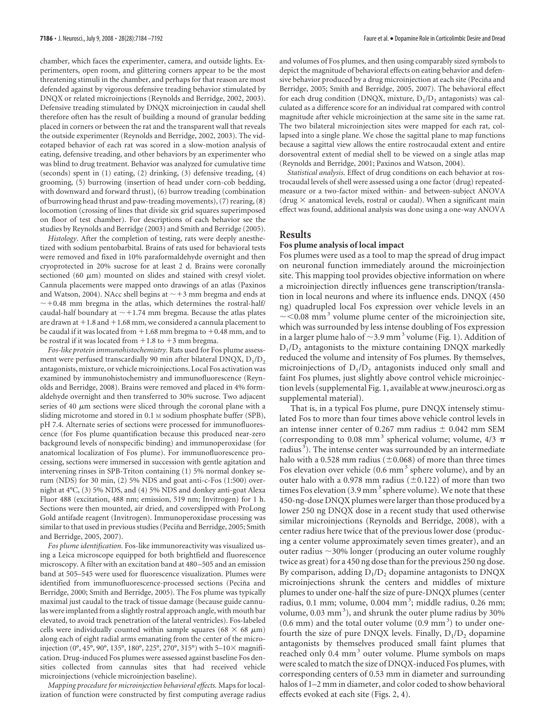chamber, which faces the experimenter, camera, and outside lights. Experimenters, open room, and glittering corners appear to be the most threatening stimuli in the chamber, and perhaps for that reason are most defended against by vigorous defensive treading behavior stimulated by DNQX or related microinjections (Reynolds and Berridge, 2002, 2003). Defensive treading stimulated by DNQX microinjection in caudal shell therefore often has the result of building a mound of granular bedding placed in corners or between the rat and the transparent wall that reveals the outside experimenter (Reynolds and Berridge, 2002, 2003). The videotaped behavior of each rat was scored in a slow-motion analysis of eating, defensive treading, and other behaviors by an experimenter who was blind to drug treatment. Behavior was analyzed for cumulative time (seconds) spent in (1) eating, (2) drinking, (3) defensive treading, (4) grooming, (5) burrowing (insertion of head under corn-cob bedding, with downward and forward thrust), (6) burrow treading (combination of burrowing head thrust and paw-treading movements), (7) rearing, (8) locomotion (crossing of lines that divide six grid squares superimposed on floor of test chamber). For descriptions of each behavior see the studies by Reynolds and Berridge (2003) and Smith and Berridge (2005).

*Histology.* After the completion of testing, rats were deeply anesthetized with sodium pentobarbital. Brains of rats used for behavioral tests were removed and fixed in 10% paraformaldehyde overnight and then cryoprotected in 20% sucrose for at least 2 d. Brains were coronally sectioned (60 $\mu$m) mounted on slides and stained with cresyl violet. Cannula placements were mapped onto drawings of an atlas (Paxinos and Watson, 2004). NAcc shell begins at $\sim$+3 mm bregma and ends at $\sim$+0.48 mm bregma in the atlas, which determines the rostral-half/caudal-half boundary at $\sim$+1.74 mm bregma. Because the atlas plates are drawn at +1.8 and +1.68 mm, we considered a cannula placement to be caudal if it was located from +1.68 mm bregma to +0.48 mm, and to be rostral if it was located from +1.8 to +3 mm bregma.

*Fos-like protein immunohistochemistry.* Rats used for Fos plume assessment were perfused transcardially 90 min after bilateral DNQX, $D_1/D_2$ antagonists, mixture, or vehicle microinjections. Local Fos activation was examined by immunohistochemistry and immunofluorescence (Reynolds and Berridge, 2008). Brains were removed and placed in 4% formaldehyde overnight and then transferred to 30% sucrose. Two adjacent series of 40 $\mu$m sections were sliced through the coronal plane with a sliding microtome and stored in 0.1 M sodium phosphate buffer (SPB), pH 7.4. Alternate series of sections were processed for immunofluorescence (for Fos plume quantification because this produced near-zero background levels of nonspecific binding) and immunoperoxidase (for anatomical localization of Fos plume). For immunofluorescence processing, sections were immersed in succession with gentle agitation and intervening rinses in SPB-Triton containing (1) 5% normal donkey serum (NDS) for 30 min, (2) 5% NDS and goat anti-c-Fos (1:500) overnight at 4°C, (3) 5% NDS, and (4) 5% NDS and donkey anti-goat Alexa Fluor 488 (excitation, 488 nm; emission, 519 nm; Invitrogen) for 1 h. Sections were then mounted, air dried, and coverslipped with ProLong Gold antifade reagent (Invitrogen). Immunoperoxidase processing was similar to that used in previous studies (Peciña and Berridge, 2005; Smith and Berridge, 2005, 2007).

*Fos plume identification.* Fos-like immunoreactivity was visualized using a Leica microscope equipped for both brightfield and fluorescence microscopy. A filter with an excitation band at 480–505 and an emission band at 505–545 were used for fluorescence visualization. Plumes were identified from immunofluorescence-processed sections (Peciña and Berridge, 2000; Smith and Berridge, 2005). The Fos plume was typically maximal just caudal to the track of tissue damage (because guide cannulas were implanted from a slightly rostral approach angle, with mouth bar elevated, to avoid track penetration of the lateral ventricles). Fos-labeled cells were individually counted within sample squares (68 × 68 $\mu$m) along each of eight radial arms emanating from the center of the microinjection (0°, 45°, 90°, 135°, 180°, 225°, 270°, 315°) with 5–10× magnification. Drug-induced Fos plumes were assessed against baseline Fos densities collected from cannulas sites that had received vehicle microinjections (vehicle microinjection baseline).

*Mapping procedure for microinjection behavioral effects.* Maps for localization of function were constructed by first computing average radius and volumes of Fos plumes, and then using comparably sized symbols to depict the magnitude of behavioral effects on eating behavior and defensive behavior produced by a drug microinjection at each site (Peciña and Berridge, 2005; Smith and Berridge, 2005, 2007). The behavioral effect for each drug condition (DNQX, mixture, $D_1/D_2$ antagonists) was calculated as a difference score for an individual rat compared with control magnitude after vehicle microinjection at the same site in the same rat. The two bilateral microinjection sites were mapped for each rat, collapsed into a single plane. We chose the sagittal plane to map functions because a sagittal view allows the entire rostrocaudal extent and entire dorsoventral extent of medial shell to be viewed on a single atlas map (Reynolds and Berridge, 2001; Paxinos and Watson, 2004).

*Statistical analysis.* Effect of drug conditions on each behavior at rostrocaudal levels of shell were assessed using a one factor (drug) repeated-measure or a two-factor mixed within- and between-subject ANOVA (drug × anatomical levels, rostral or caudal). When a significant main effect was found, additional analysis was done using a one-way ANOVA

## Results

### Fos plume analysis of local impact

Fos plumes were used as a tool to map the spread of drug impact on neuronal function immediately around the microinjection site. This mapping tool provides objective information on where a microinjection directly influences gene transcription/translation in local neurons and where its influence ends. DNQX (450 ng) quadrupled local Fos expression over vehicle levels in an $\sim$<0.08 mm$^3$ volume plume center of the microinjection site, which was surrounded by less intense doubling of Fos expression in a larger plume halo of $\sim$3.9 mm$^3$ volume (Fig. 1). Addition of $D_1/D_2$ antagonists to the mixture containing DNQX markedly reduced the volume and intensity of Fos plumes. By themselves, microinjections of $D_1/D_2$ antagonists induced only small and faint Fos plumes, just slightly above control vehicle microinjection levels (supplemental Fig. 1, available at www.jneurosci.org as supplemental material).

That is, in a typical Fos plume, pure DNQX intensely stimulated Fos to more than four times above vehicle control levels in an intense inner center of 0.267 mm radius ± 0.042 mm SEM (corresponding to 0.08 mm$^3$ spherical volume; volume, $4/3\ \pi$ radius$^3$). The intense center was surrounded by an intermediate halo with a 0.528 mm radius (±0.068) of more than three times Fos elevation over vehicle (0.6 mm$^3$ sphere volume), and by an outer halo with a 0.978 mm radius (±0.122) of more than two times Fos elevation (3.9 mm$^3$ sphere volume). We note that these 450-ng-dose DNQX plumes were larger than those produced by a lower 250 ng DNQX dose in a recent study that used otherwise similar microinjections (Reynolds and Berridge, 2008), with a center radius here twice that of the previous lower dose (producing a center volume approximately seven times greater), and an outer radius $\sim$30% longer (producing an outer volume roughly twice as great) for a 450 ng dose than for the previous 250 ng dose. By comparison, adding $D_1/D_2$ dopamine antagonists to DNQX microinjections shrunk the centers and middles of mixture plumes to under one-half the size of pure-DNQX plumes (center radius, 0.1 mm; volume, 0.004 mm$^3$; middle radius, 0.26 mm; volume, 0.03 mm$^3$), and shrunk the outer plume radius by 30% (0.6 mm) and the total outer volume (0.9 mm$^3$) to under one-fourth the size of pure DNQX levels. Finally, $D_1/D_2$ dopamine antagonists by themselves produced small faint plumes that reached only 0.4 mm$^3$ outer volume. Plume symbols on maps were scaled to match the size of DNQX-induced Fos plumes, with corresponding centers of 0.53 mm in diameter and surrounding halos of 1–2 mm in diameter, and color coded to show behavioral effects evoked at each site (Figs. 2, 4).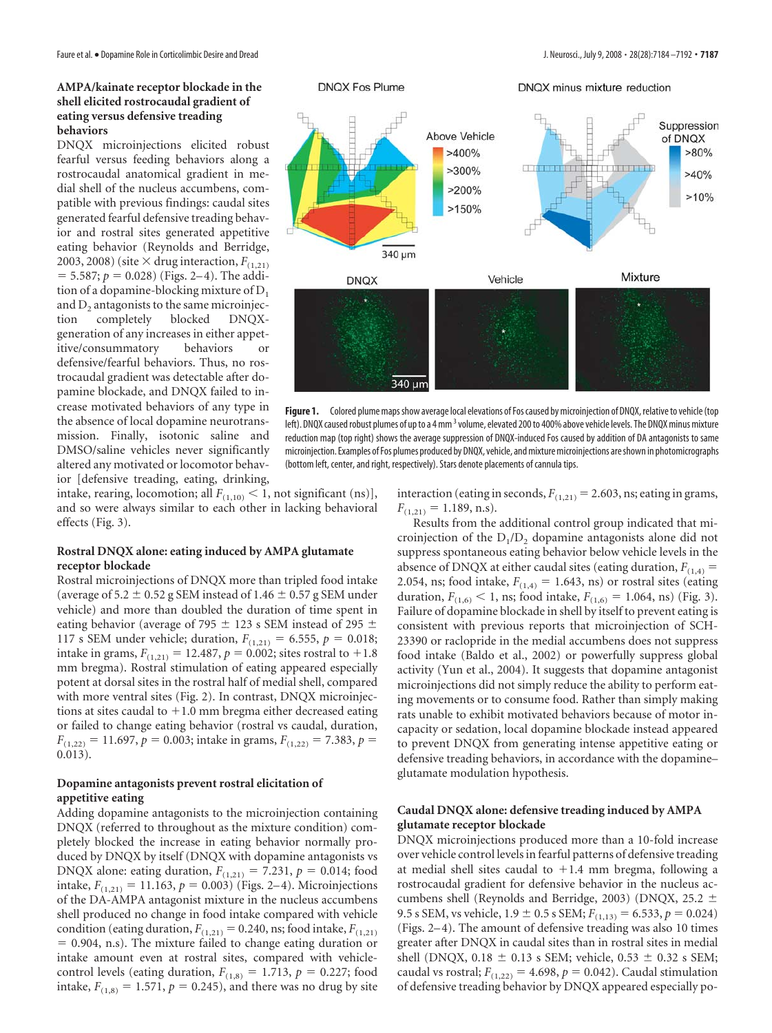### AMPA/kainate receptor blockade in the shell elicited rostrocaudal gradient of eating versus defensive treading behaviors

DNQX microinjections elicited robust fearful versus feeding behaviors along a rostrocaudal anatomical gradient in medial shell of the nucleus accumbens, compatible with previous findings: caudal sites generated fearful defensive treading behavior and rostral sites generated appetitive eating behavior (Reynolds and Berridge, 2003, 2008) (site × drug interaction, $F_{(1,21)} = 5.587$; $p = 0.028$) (Figs. 2–4). The addition of a dopamine-blocking mixture of $D_1$ and $D_2$ antagonists to the same microinjection completely blocked DNQX-generation of any increases in either appetitive/consummatory behaviors or defensive/fearful behaviors. Thus, no rostrocaudal gradient was detectable after dopamine blockade, and DNQX failed to increase motivated behaviors of any type in the absence of local dopamine neurotransmission. Finally, isotonic saline and DMSO/saline vehicles never significantly altered any motivated or locomotor behavior [defensive treading, eating, drinking, intake, rearing, locomotion; all $F_{(1,10)} < 1$, not significant (ns)], and so were always similar to each other in lacking behavioral effects (Fig. 3).

Figure 1. Colored plume maps show average local elevations of Fos caused by microinjection of DNQX, relative to vehicle (top left). DNQX caused robust plumes of up to a 4 mm $^3$ volume, elevated 200 to 400% above vehicle levels. The DNQX minus mixture reduction map (top right) shows the average suppression of DNQX-induced Fos caused by addition of DA antagonists to same microinjection. Examples of Fos plumes produced by DNQX, vehicle, and mixture microinjections are shown in photomicrographs (bottom left, center, and right, respectively). Stars denote placements of cannula tips.

### Rostral DNQX alone: eating induced by AMPA glutamate receptor blockade

Rostral microinjections of DNQX more than tripled food intake (average of 5.2 ± 0.52 g SEM instead of 1.46 ± 0.57 g SEM under vehicle) and more than doubled the duration of time spent in eating behavior (average of 795 ± 123 s SEM instead of 295 ± 117 s SEM under vehicle; duration, $F_{(1,21)} = 6.555$, $p = 0.018$; intake in grams, $F_{(1,21)} = 12.487$, $p = 0.002$; sites rostral to +1.8 mm bregma). Rostral stimulation of eating appeared especially potent at dorsal sites in the rostral half of medial shell, compared with more ventral sites (Fig. 2). In contrast, DNQX microinjections at sites caudal to +1.0 mm bregma either decreased eating or failed to change eating behavior (rostral vs caudal, duration, $F_{(1,22)} = 11.697$, $p = 0.003$; intake in grams, $F_{(1,22)} = 7.383$, $p = 0.013$).

### Dopamine antagonists prevent rostral elicitation of appetitive eating

Adding dopamine antagonists to the microinjection containing DNQX (referred to throughout as the mixture condition) completely blocked the increase in eating behavior normally produced by DNQX by itself (DNQX with dopamine antagonists vs DNQX alone: eating duration, $F_{(1,21)} = 7.231$, $p = 0.014$; food intake, $F_{(1,21)} = 11.163$, $p = 0.003$) (Figs. 2–4). Microinjections of the DA-AMPA antagonist mixture in the nucleus accumbens shell produced no change in food intake compared with vehicle condition (eating duration, $F_{(1,21)} = 0.240$, ns; food intake, $F_{(1,21)} = 0.904$, n.s). The mixture failed to change eating duration or intake amount even at rostral sites, compared with vehicle-control levels (eating duration, $F_{(1,8)} = 1.713$, $p = 0.227$; food intake, $F_{(1,8)} = 1.571$, $p = 0.245$), and there was no drug by site interaction (eating in seconds, $F_{(1,21)} = 2.603$, ns; eating in grams, $F_{(1,21)} = 1.189$, n.s).

Results from the additional control group indicated that microinjection of the $D_1/D_2$ dopamine antagonists alone did not suppress spontaneous eating behavior below vehicle levels in the absence of DNQX at either caudal sites (eating duration, $F_{(1,4)} = 2.054$, ns; food intake, $F_{(1,4)} = 1.643$, ns) or rostral sites (eating duration, $F_{(1,6)} < 1$, ns; food intake, $F_{(1,6)} = 1.064$, ns) (Fig. 3). Failure of dopamine blockade in shell by itself to prevent eating is consistent with previous reports that microinjection of SCH-23390 or raclopride in the medial accumbens does not suppress food intake (Baldo et al., 2002) or powerfully suppress global activity (Yun et al., 2004). It suggests that dopamine antagonist microinjections did not simply reduce the ability to perform eating movements or to consume food. Rather than simply making rats unable to exhibit motivated behaviors because of motor incapacity or sedation, local dopamine blockade instead appeared to prevent DNQX from generating intense appetitive eating or defensive treading behaviors, in accordance with the dopamine–glutamate modulation hypothesis.

### Caudal DNQX alone: defensive treading induced by AMPA glutamate receptor blockade

DNQX microinjections produced more than a 10-fold increase over vehicle control levels in fearful patterns of defensive treading at medial shell sites caudal to +1.4 mm bregma, following a rostrocaudal gradient for defensive behavior in the nucleus accumbens shell (Reynolds and Berridge, 2003) (DNQX, 25.2 ± 9.5 s SEM, vs vehicle, 1.9 ± 0.5 s SEM; $F_{(1,13)} = 6.533$, $p = 0.024$) (Figs. 2–4). The amount of defensive treading was also 10 times greater after DNQX in caudal sites than in rostral sites in medial shell (DNQX, 0.18 ± 0.13 s SEM; vehicle, 0.53 ± 0.32 s SEM; caudal vs rostral; $F_{(1,22)} = 4.698$, $p = 0.042$). Caudal stimulation of defensive treading behavior by DNQX appeared especially po-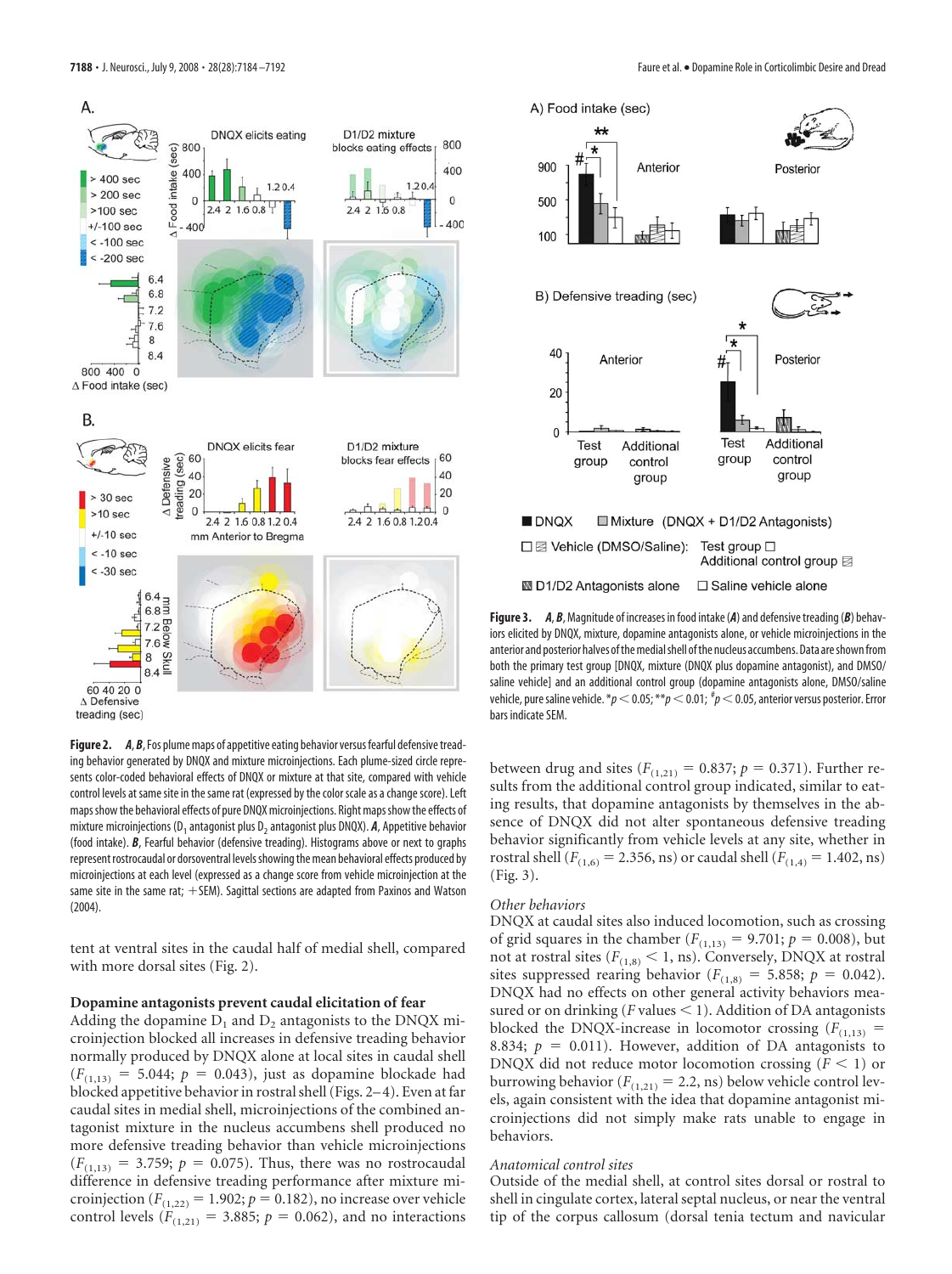**Figure 2.** ***A***, ***B***, Fos plume maps of appetitive eating behavior versus fearful defensive treading behavior generated by DNQX and mixture microinjections. Each plume-sized circle represents color-coded behavioral effects of DNQX or mixture at that site, compared with vehicle control levels at same site in the same rat (expressed by the color scale as a change score). Left maps show the behavioral effects of pure DNQX microinjections. Right maps show the effects of mixture microinjections ($D_1$ antagonist plus $D_2$ antagonist plus DNQX). ***A***, Appetitive behavior (food intake). ***B***, Fearful behavior (defensive treading). Histograms above or next to graphs represent rostrocaudal or dorsoventral levels showing the mean behavioral effects produced by microinjections at each level (expressed as a change score from vehicle microinjection at the same site in the same rat; +SEM). Sagittal sections are adapted from Paxinos and Watson (2004).

**Figure 3.** ***A***, ***B***, Magnitude of increases in food intake (***A***) and defensive treading (***B***) behaviors elicited by DNQX, mixture, dopamine antagonists alone, or vehicle microinjections in the anterior and posterior halves of the medial shell of the nucleus accumbens. Data are shown from both the primary test group [DNQX, mixture (DNQX plus dopamine antagonist), and DMSO/saline vehicle] and an additional control group (dopamine antagonists alone, DMSO/saline vehicle, pure saline vehicle. $*p < 0.05$; $**p < 0.01$; $^{\#}p < 0.05$, anterior versus posterior. Error bars indicate SEM.

tent at ventral sites in the caudal half of medial shell, compared with more dorsal sites (Fig. 2).

### Dopamine antagonists prevent caudal elicitation of fear

Adding the dopamine $D_1$ and $D_2$ antagonists to the DNQX microinjection blocked all increases in defensive treading behavior normally produced by DNQX alone at local sites in caudal shell ($F_{(1,13)} = 5.044$; $p = 0.043$), just as dopamine blockade had blocked appetitive behavior in rostral shell (Figs. 2–4). Even at far caudal sites in medial shell, microinjections of the combined antagonist mixture in the nucleus accumbens shell produced no more defensive treading behavior than vehicle microinjections ($F_{(1,13)} = 3.759$; $p = 0.075$). Thus, there was no rostrocaudal difference in defensive treading performance after mixture microinjection ($F_{(1,22)} = 1.902$; $p = 0.182$), no increase over vehicle control levels ($F_{(1,21)} = 3.885$; $p = 0.062$), and no interactions between drug and sites ($F_{(1,21)} = 0.837$; $p = 0.371$). Further results from the additional control group indicated, similar to eating results, that dopamine antagonists by themselves in the absence of DNQX did not alter spontaneous defensive treading behavior significantly from vehicle levels at any site, whether in rostral shell ($F_{(1,6)} = 2.356$, ns) or caudal shell ($F_{(1,4)} = 1.402$, ns) (Fig. 3).

*Other behaviors*

DNQX at caudal sites also induced locomotion, such as crossing of grid squares in the chamber ($F_{(1,13)} = 9.701$; $p = 0.008$), but not at rostral sites ($F_{(1,8)} < 1$, ns). Conversely, DNQX at rostral sites suppressed rearing behavior ($F_{(1,8)} = 5.858$; $p = 0.042$). DNQX had no effects on other general activity behaviors measured or on drinking ($F$ values $< 1$). Addition of DA antagonists blocked the DNQX-increase in locomotor crossing ($F_{(1,13)} = 8.834$; $p = 0.011$). However, addition of DA antagonists to DNQX did not reduce motor locomotion crossing ($F < 1$) or burrowing behavior ($F_{(1,21)} = 2.2$, ns) below vehicle control levels, again consistent with the idea that dopamine antagonist microinjections did not simply make rats unable to engage in behaviors.

*Anatomical control sites*

Outside of the medial shell, at control sites dorsal or rostral to shell in cingulate cortex, lateral septal nucleus, or near the ventral tip of the corpus callosum (dorsal tenia tectum and navicular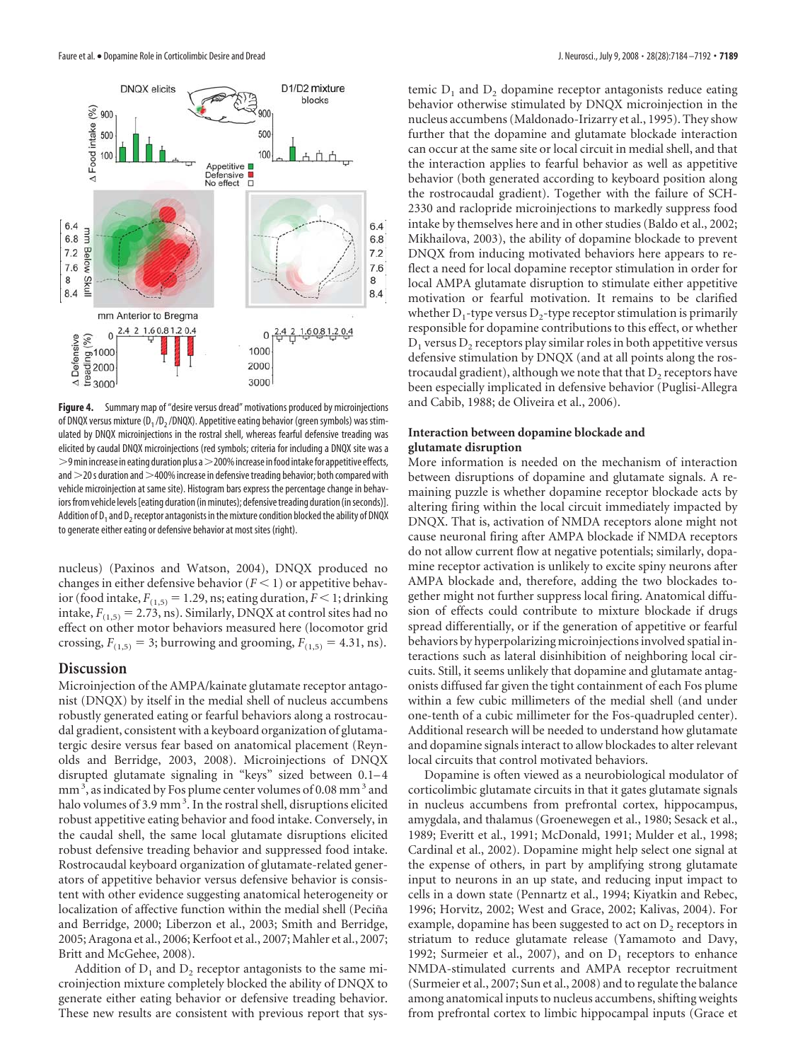**Figure 4.** Summary map of "desire versus dread" motivations produced by microinjections of DNQX versus mixture ($D_1$/$D_2$/DNQX). Appetitive eating behavior (green symbols) was stimulated by DNQX microinjections in the rostral shell, whereas fearful defensive treading was elicited by caudal DNQX microinjections (red symbols; criteria for including a DNQX site was a >9 min increase in eating duration plus a >200% increase in food intake for appetitive effects, and >20 s duration and >400% increase in defensive treading behavior; both compared with vehicle microinjection at same site). Histogram bars express the percentage change in behaviors from vehicle levels [eating duration (in minutes); defensive treading duration (in seconds)]. Addition of $D_1$ and $D_2$ receptor antagonists in the mixture condition blocked the ability of DNQX to generate either eating or defensive behavior at most sites (right).

nucleus) (Paxinos and Watson, 2004), DNQX produced no changes in either defensive behavior ($F < 1$) or appetitive behavior (food intake, $F_{(1,5)} = 1.29$, ns; eating duration, $F < 1$; drinking intake, $F_{(1,5)} = 2.73$, ns). Similarly, DNQX at control sites had no effect on other motor behaviors measured here (locomotor grid crossing, $F_{(1,5)} = 3$; burrowing and grooming, $F_{(1,5)} = 4.31$, ns).

## Discussion

Microinjection of the AMPA/kainate glutamate receptor antagonist (DNQX) by itself in the medial shell of nucleus accumbens robustly generated eating or fearful behaviors along a rostrocaudal gradient, consistent with a keyboard organization of glutamatergic desire versus fear based on anatomical placement (Reynolds and Berridge, 2003, 2008). Microinjections of DNQX disrupted glutamate signaling in "keys" sized between 0.1–4 $mm^3$, as indicated by Fos plume center volumes of 0.08 $mm^3$ and halo volumes of 3.9 $mm^3$. In the rostral shell, disruptions elicited robust appetitive eating behavior and food intake. Conversely, in the caudal shell, the same local glutamate disruptions elicited robust defensive treading behavior and suppressed food intake. Rostrocaudal keyboard organization of glutamate-related generators of appetitive behavior versus defensive behavior is consistent with other evidence suggesting anatomical heterogeneity or localization of affective function within the medial shell (Peciña and Berridge, 2000; Liberzon et al., 2003; Smith and Berridge, 2005; Aragona et al., 2006; Kerfoot et al., 2007; Mahler et al., 2007; Britt and McGehee, 2008).

Addition of $D_1$ and $D_2$ receptor antagonists to the same microinjection mixture completely blocked the ability of DNQX to generate either eating behavior or defensive treading behavior. These new results are consistent with previous report that systemic $D_1$ and $D_2$ dopamine receptor antagonists reduce eating behavior otherwise stimulated by DNQX microinjection in the nucleus accumbens (Maldonado-Irizarry et al., 1995). They show further that the dopamine and glutamate blockade interaction can occur at the same site or local circuit in medial shell, and that the interaction applies to fearful behavior as well as appetitive behavior (both generated according to keyboard position along the rostrocaudal gradient). Together with the failure of SCH-2330 and raclopride microinjections to markedly suppress food intake by themselves here and in other studies (Baldo et al., 2002; Mikhailova, 2003), the ability of dopamine blockade to prevent DNQX from inducing motivated behaviors here appears to reflect a need for local dopamine receptor stimulation in order for local AMPA glutamate disruption to stimulate either appetitive motivation or fearful motivation. It remains to be clarified whether $D_1$-type versus $D_2$-type receptor stimulation is primarily responsible for dopamine contributions to this effect, or whether $D_1$ versus $D_2$ receptors play similar roles in both appetitive versus defensive stimulation by DNQX (and at all points along the rostrocaudal gradient), although we note that that $D_2$ receptors have been especially implicated in defensive behavior (Puglisi-Allegra and Cabib, 1988; de Oliveira et al., 2006).

### Interaction between dopamine blockade and glutamate disruption

More information is needed on the mechanism of interaction between disruptions of dopamine and glutamate signals. A remaining puzzle is whether dopamine receptor blockade acts by altering firing within the local circuit immediately impacted by DNQX. That is, activation of NMDA receptors alone might not cause neuronal firing after AMPA blockade if NMDA receptors do not allow current flow at negative potentials; similarly, dopamine receptor activation is unlikely to excite spiny neurons after AMPA blockade and, therefore, adding the two blockades together might not further suppress local firing. Anatomical diffusion of effects could contribute to mixture blockade if drugs spread differentially, or if the generation of appetitive or fearful behaviors by hyperpolarizing microinjections involved spatial interactions such as lateral disinhibition of neighboring local circuits. Still, it seems unlikely that dopamine and glutamate antagonists diffused far given the tight containment of each Fos plume within a few cubic millimeters of the medial shell (and under one-tenth of a cubic millimeter for the Fos-quadrupled center). Additional research will be needed to understand how glutamate and dopamine signals interact to allow blockades to alter relevant local circuits that control motivated behaviors.

Dopamine is often viewed as a neurobiological modulator of corticolimbic glutamate circuits in that it gates glutamate signals in nucleus accumbens from prefrontal cortex, hippocampus, amygdala, and thalamus (Groenewegen et al., 1980; Sesack et al., 1989; Everitt et al., 1991; McDonald, 1991; Mulder et al., 1998; Cardinal et al., 2002). Dopamine might help select one signal at the expense of others, in part by amplifying strong glutamate input to neurons in an up state, and reducing input impact to cells in a down state (Pennartz et al., 1994; Kiyatkin and Rebec, 1996; Horvitz, 2002; West and Grace, 2002; Kalivas, 2004). For example, dopamine has been suggested to act on $D_2$ receptors in striatum to reduce glutamate release (Yamamoto and Davy, 1992; Surmeier et al., 2007), and on $D_1$ receptors to enhance NMDA-stimulated currents and AMPA receptor recruitment (Surmeier et al., 2007; Sun et al., 2008) and to regulate the balance among anatomical inputs to nucleus accumbens, shifting weights from prefrontal cortex to limbic hippocampal inputs (Grace et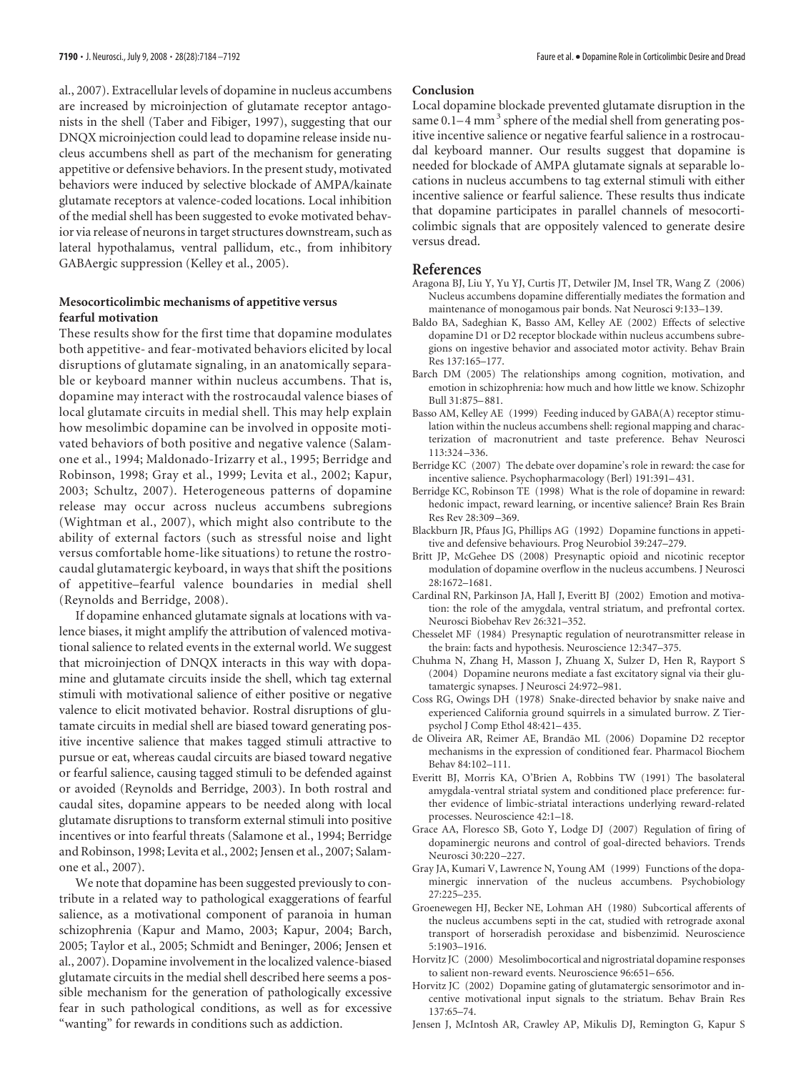al., 2007). Extracellular levels of dopamine in nucleus accumbens are increased by microinjection of glutamate receptor antagonists in the shell (Taber and Fibiger, 1997), suggesting that our DNQX microinjection could lead to dopamine release inside nucleus accumbens shell as part of the mechanism for generating appetitive or defensive behaviors. In the present study, motivated behaviors were induced by selective blockade of AMPA/kainate glutamate receptors at valence-coded locations. Local inhibition of the medial shell has been suggested to evoke motivated behavior via release of neurons in target structures downstream, such as lateral hypothalamus, ventral pallidum, etc., from inhibitory GABAergic suppression (Kelley et al., 2005).

### Mesocorticolimbic mechanisms of appetitive versus fearful motivation

These results show for the first time that dopamine modulates both appetitive- and fear-motivated behaviors elicited by local disruptions of glutamate signaling, in an anatomically separable or keyboard manner within nucleus accumbens. That is, dopamine may interact with the rostrocaudal valence biases of local glutamate circuits in medial shell. This may help explain how mesolimbic dopamine can be involved in opposite motivated behaviors of both positive and negative valence (Salamone et al., 1994; Maldonado-Irizarry et al., 1995; Berridge and Robinson, 1998; Gray et al., 1999; Levita et al., 2002; Kapur, 2003; Schultz, 2007). Heterogeneous patterns of dopamine release may occur across nucleus accumbens subregions (Wightman et al., 2007), which might also contribute to the ability of external factors (such as stressful noise and light versus comfortable home-like situations) to retune the rostrocaudal glutamatergic keyboard, in ways that shift the positions of appetitive–fearful valence boundaries in medial shell (Reynolds and Berridge, 2008).

If dopamine enhanced glutamate signals at locations with valence biases, it might amplify the attribution of valenced motivational salience to related events in the external world. We suggest that microinjection of DNQX interacts in this way with dopamine and glutamate circuits inside the shell, which tag external stimuli with motivational salience of either positive or negative valence to elicit motivated behavior. Rostral disruptions of glutamate circuits in medial shell are biased toward generating positive incentive salience that makes tagged stimuli attractive to pursue or eat, whereas caudal circuits are biased toward negative or fearful salience, causing tagged stimuli to be defended against or avoided (Reynolds and Berridge, 2003). In both rostral and caudal sites, dopamine appears to be needed along with local glutamate disruptions to transform external stimuli into positive incentives or into fearful threats (Salamone et al., 1994; Berridge and Robinson, 1998; Levita et al., 2002; Jensen et al., 2007; Salamone et al., 2007).

We note that dopamine has been suggested previously to contribute in a related way to pathological exaggerations of fearful salience, as a motivational component of paranoia in human schizophrenia (Kapur and Mamo, 2003; Kapur, 2004; Barch, 2005; Taylor et al., 2005; Schmidt and Beninger, 2006; Jensen et al., 2007). Dopamine involvement in the localized valence-biased glutamate circuits in the medial shell described here seems a possible mechanism for the generation of pathologically excessive fear in such pathological conditions, as well as for excessive "wanting" for rewards in conditions such as addiction.

### Conclusion

Local dopamine blockade prevented glutamate disruption in the same 0.1–4 mm$^3$ sphere of the medial shell from generating positive incentive salience or negative fearful salience in a rostrocaudal keyboard manner. Our results suggest that dopamine is needed for blockade of AMPA glutamate signals at separable locations in nucleus accumbens to tag external stimuli with either incentive salience or fearful salience. These results thus indicate that dopamine participates in parallel channels of mesocorticolimbic signals that are oppositely valenced to generate desire versus dread.

## References

Aragona BJ, Liu Y, Yu YJ, Curtis JT, Detwiler JM, Insel TR, Wang Z (2006) Nucleus accumbens dopamine differentially mediates the formation and maintenance of monogamous pair bonds. Nat Neurosci 9:133–139.

Baldo BA, Sadeghian K, Basso AM, Kelley AE (2002) Effects of selective dopamine D1 or D2 receptor blockade within nucleus accumbens subregions on ingestive behavior and associated motor activity. Behav Brain Res 137:165–177.

Barch DM (2005) The relationships among cognition, motivation, and emotion in schizophrenia: how much and how little we know. Schizophr Bull 31:875–881.

Basso AM, Kelley AE (1999) Feeding induced by GABA(A) receptor stimulation within the nucleus accumbens shell: regional mapping and characterization of macronutrient and taste preference. Behav Neurosci 113:324–336.

Berridge KC (2007) The debate over dopamine's role in reward: the case for incentive salience. Psychopharmacology (Berl) 191:391–431.

Berridge KC, Robinson TE (1998) What is the role of dopamine in reward: hedonic impact, reward learning, or incentive salience? Brain Res Brain Res Rev 28:309–369.

Blackburn JR, Pfaus JG, Phillips AG (1992) Dopamine functions in appetitive and defensive behaviours. Prog Neurobiol 39:247–279.

Britt JP, McGehee DS (2008) Presynaptic opioid and nicotinic receptor modulation of dopamine overflow in the nucleus accumbens. J Neurosci 28:1672–1681.

Cardinal RN, Parkinson JA, Hall J, Everitt BJ (2002) Emotion and motivation: the role of the amygdala, ventral striatum, and prefrontal cortex. Neurosci Biobehav Rev 26:321–352.

Chesselet MF (1984) Presynaptic regulation of neurotransmitter release in the brain: facts and hypothesis. Neuroscience 12:347–375.

Chuhma N, Zhang H, Masson J, Zhuang X, Sulzer D, Hen R, Rayport S (2004) Dopamine neurons mediate a fast excitatory signal via their glutamatergic synapses. J Neurosci 24:972–981.

Coss RG, Owings DH (1978) Snake-directed behavior by snake naive and experienced California ground squirrels in a simulated burrow. Z Tierpsychol J Comp Ethol 48:421–435.

de Oliveira AR, Reimer AE, Brandão ML (2006) Dopamine D2 receptor mechanisms in the expression of conditioned fear. Pharmacol Biochem Behav 84:102–111.

Everitt BJ, Morris KA, O'Brien A, Robbins TW (1991) The basolateral amygdala-ventral striatal system and conditioned place preference: further evidence of limbic-striatal interactions underlying reward-related processes. Neuroscience 42:1–18.

Grace AA, Floresco SB, Goto Y, Lodge DJ (2007) Regulation of firing of dopaminergic neurons and control of goal-directed behaviors. Trends Neurosci 30:220–227.

Gray JA, Kumari V, Lawrence N, Young AM (1999) Functions of the dopaminergic innervation of the nucleus accumbens. Psychobiology 27:225–235.

Groenewegen HJ, Becker NE, Lohman AH (1980) Subcortical afferents of the nucleus accumbens septi in the cat, studied with retrograde axonal transport of horseradish peroxidase and bisbenzimid. Neuroscience 5:1903–1916.

Horvitz JC (2000) Mesolimbocortical and nigrostriatal dopamine responses to salient non-reward events. Neuroscience 96:651–656.

Horvitz JC (2002) Dopamine gating of glutamatergic sensorimotor and incentive motivational input signals to the striatum. Behav Brain Res 137:65–74.

Jensen J, McIntosh AR, Crawley AP, Mikulis DJ, Remington G, Kapur S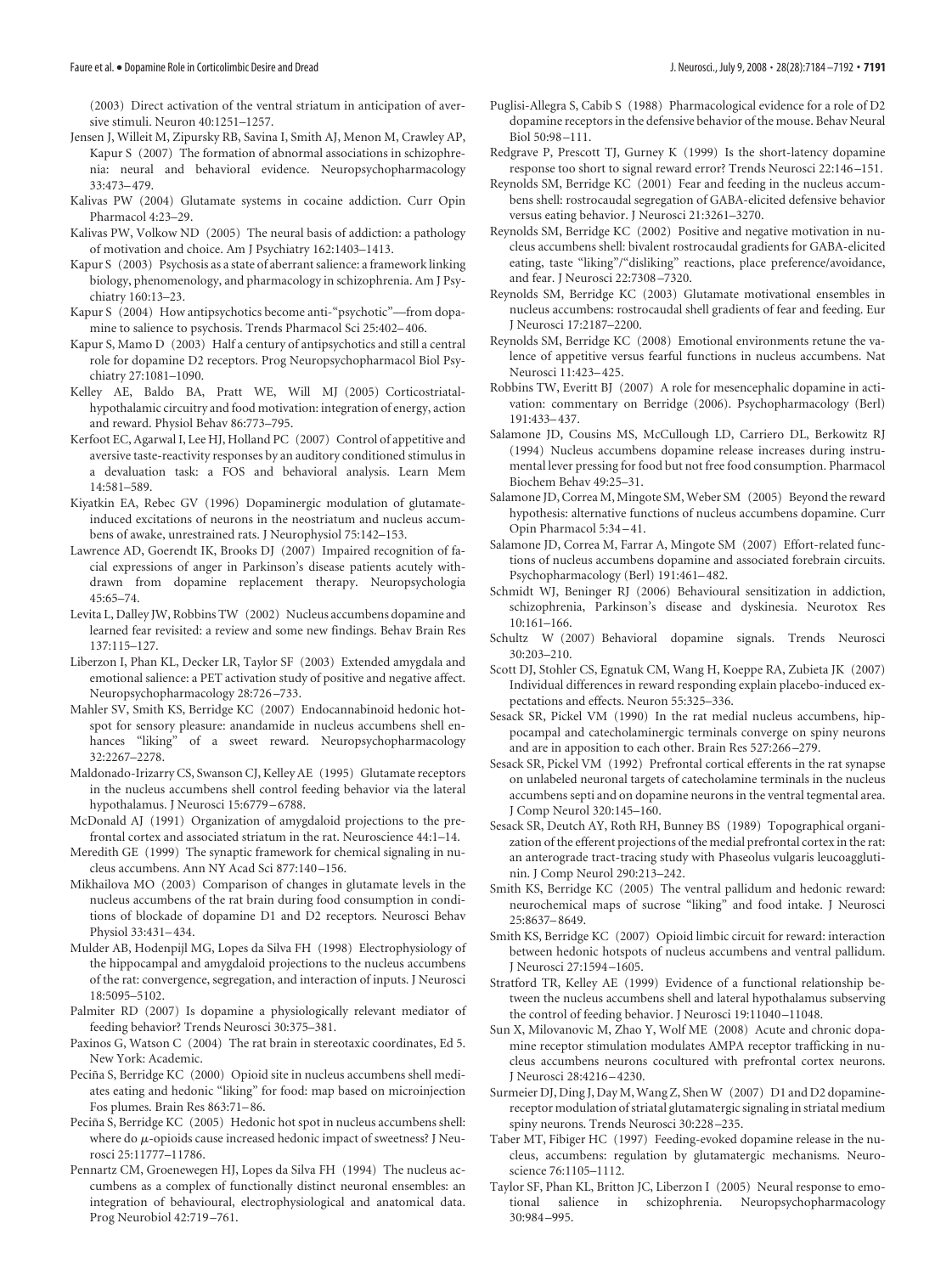(2003) Direct activation of the ventral striatum in anticipation of aversive stimuli. Neuron 40:1251–1257.

Jensen J, Willeit M, Zipursky RB, Savina I, Smith AJ, Menon M, Crawley AP, Kapur S (2007) The formation of abnormal associations in schizophrenia: neural and behavioral evidence. Neuropsychopharmacology 33:473–479.

Kalivas PW (2004) Glutamate systems in cocaine addiction. Curr Opin Pharmacol 4:23–29.

Kalivas PW, Volkow ND (2005) The neural basis of addiction: a pathology of motivation and choice. Am J Psychiatry 162:1403–1413.

Kapur S (2003) Psychosis as a state of aberrant salience: a framework linking biology, phenomenology, and pharmacology in schizophrenia. Am J Psychiatry 160:13–23.

Kapur S (2004) How antipsychotics become anti-"psychotic"—from dopamine to salience to psychosis. Trends Pharmacol Sci 25:402–406.

Kapur S, Mamo D (2003) Half a century of antipsychotics and still a central role for dopamine D2 receptors. Prog Neuropsychopharmacol Biol Psychiatry 27:1081–1090.

Kelley AE, Baldo BA, Pratt WE, Will MJ (2005) Corticostriatal-hypothalamic circuitry and food motivation: integration of energy, action and reward. Physiol Behav 86:773–795.

Kerfoot EC, Agarwal I, Lee HJ, Holland PC (2007) Control of appetitive and aversive taste-reactivity responses by an auditory conditioned stimulus in a devaluation task: a FOS and behavioral analysis. Learn Mem 14:581–589.

Kiyatkin EA, Rebec GV (1996) Dopaminergic modulation of glutamate-induced excitations of neurons in the neostriatum and nucleus accumbens of awake, unrestrained rats. J Neurophysiol 75:142–153.

Lawrence AD, Goerendt IK, Brooks DJ (2007) Impaired recognition of facial expressions of anger in Parkinson's disease patients acutely withdrawn from dopamine replacement therapy. Neuropsychologia 45:65–74.

Levita L, Dalley JW, Robbins TW (2002) Nucleus accumbens dopamine and learned fear revisited: a review and some new findings. Behav Brain Res 137:115–127.

Liberzon I, Phan KL, Decker LR, Taylor SF (2003) Extended amygdala and emotional salience: a PET activation study of positive and negative affect. Neuropsychopharmacology 28:726–733.

Mahler SV, Smith KS, Berridge KC (2007) Endocannabinoid hedonic hotspot for sensory pleasure: anandamide in nucleus accumbens shell enhances "liking" of a sweet reward. Neuropsychopharmacology 32:2267–2278.

Maldonado-Irizarry CS, Swanson CJ, Kelley AE (1995) Glutamate receptors in the nucleus accumbens shell control feeding behavior via the lateral hypothalamus. J Neurosci 15:6779–6788.

McDonald AJ (1991) Organization of amygdaloid projections to the prefrontal cortex and associated striatum in the rat. Neuroscience 44:1–14.

Meredith GE (1999) The synaptic framework for chemical signaling in nucleus accumbens. Ann NY Acad Sci 877:140–156.

Mikhailova MO (2003) Comparison of changes in glutamate levels in the nucleus accumbens of the rat brain during food consumption in conditions of blockade of dopamine D1 and D2 receptors. Neurosci Behav Physiol 33:431–434.

Mulder AB, Hodenpijl MG, Lopes da Silva FH (1998) Electrophysiology of the hippocampal and amygdaloid projections to the nucleus accumbens of the rat: convergence, segregation, and interaction of inputs. J Neurosci 18:5095–5102.

Palmiter RD (2007) Is dopamine a physiologically relevant mediator of feeding behavior? Trends Neurosci 30:375–381.

Paxinos G, Watson C (2004) The rat brain in stereotaxic coordinates, Ed 5. New York: Academic.

Peciña S, Berridge KC (2000) Opioid site in nucleus accumbens shell mediates eating and hedonic "liking" for food: map based on microinjection Fos plumes. Brain Res 863:71–86.

Peciña S, Berridge KC (2005) Hedonic hot spot in nucleus accumbens shell: where do $\mu$-opioids cause increased hedonic impact of sweetness? J Neurosci 25:11777–11786.

Pennartz CM, Groenewegen HJ, Lopes da Silva FH (1994) The nucleus accumbens as a complex of functionally distinct neuronal ensembles: an integration of behavioural, electrophysiological and anatomical data. Prog Neurobiol 42:719–761.

Puglisi-Allegra S, Cabib S (1988) Pharmacological evidence for a role of D2 dopamine receptors in the defensive behavior of the mouse. Behav Neural Biol 50:98–111.

Redgrave P, Prescott TJ, Gurney K (1999) Is the short-latency dopamine response too short to signal reward error? Trends Neurosci 22:146–151.

Reynolds SM, Berridge KC (2001) Fear and feeding in the nucleus accumbens shell: rostrocaudal segregation of GABA-elicited defensive behavior versus eating behavior. J Neurosci 21:3261–3270.

Reynolds SM, Berridge KC (2002) Positive and negative motivation in nucleus accumbens shell: bivalent rostrocaudal gradients for GABA-elicited eating, taste "liking"/"disliking" reactions, place preference/avoidance, and fear. J Neurosci 22:7308–7320.

Reynolds SM, Berridge KC (2003) Glutamate motivational ensembles in nucleus accumbens: rostrocaudal shell gradients of fear and feeding. Eur J Neurosci 17:2187–2200.

Reynolds SM, Berridge KC (2008) Emotional environments retune the valence of appetitive versus fearful functions in nucleus accumbens. Nat Neurosci 11:423–425.

Robbins TW, Everitt BJ (2007) A role for mesencephalic dopamine in activation: commentary on Berridge (2006). Psychopharmacology (Berl) 191:433–437.

Salamone JD, Cousins MS, McCullough LD, Carriero DL, Berkowitz RJ (1994) Nucleus accumbens dopamine release increases during instrumental lever pressing for food but not free food consumption. Pharmacol Biochem Behav 49:25–31.

Salamone JD, Correa M, Mingote SM, Weber SM (2005) Beyond the reward hypothesis: alternative functions of nucleus accumbens dopamine. Curr Opin Pharmacol 5:34–41.

Salamone JD, Correa M, Farrar A, Mingote SM (2007) Effort-related functions of nucleus accumbens dopamine and associated forebrain circuits. Psychopharmacology (Berl) 191:461–482.

Schmidt WJ, Beninger RJ (2006) Behavioural sensitization in addiction, schizophrenia, Parkinson's disease and dyskinesia. Neurotox Res 10:161–166.

Schultz W (2007) Behavioral dopamine signals. Trends Neurosci 30:203–210.

Scott DJ, Stohler CS, Egnatuk CM, Wang H, Koeppe RA, Zubieta JK (2007) Individual differences in reward responding explain placebo-induced expectations and effects. Neuron 55:325–336.

Sesack SR, Pickel VM (1990) In the rat medial nucleus accumbens, hippocampal and catecholaminergic terminals converge on spiny neurons and are in apposition to each other. Brain Res 527:266–279.

Sesack SR, Pickel VM (1992) Prefrontal cortical efferents in the rat synapse on unlabeled neuronal targets of catecholamine terminals in the nucleus accumbens septi and on dopamine neurons in the ventral tegmental area. J Comp Neurol 320:145–160.

Sesack SR, Deutch AY, Roth RH, Bunney BS (1989) Topographical organization of the efferent projections of the medial prefrontal cortex in the rat: an anterograde tract-tracing study with Phaseolus vulgaris leucoagglutinin. J Comp Neurol 290:213–242.

Smith KS, Berridge KC (2005) The ventral pallidum and hedonic reward: neurochemical maps of sucrose "liking" and food intake. J Neurosci 25:8637–8649.

Smith KS, Berridge KC (2007) Opioid limbic circuit for reward: interaction between hedonic hotspots of nucleus accumbens and ventral pallidum. J Neurosci 27:1594–1605.

Stratford TR, Kelley AE (1999) Evidence of a functional relationship between the nucleus accumbens shell and lateral hypothalamus subserving the control of feeding behavior. J Neurosci 19:11040–11048.

Sun X, Milovanovic M, Zhao Y, Wolf ME (2008) Acute and chronic dopamine receptor stimulation modulates AMPA receptor trafficking in nucleus accumbens neurons cocultured with prefrontal cortex neurons. J Neurosci 28:4216–4230.

Surmeier DJ, Ding J, Day M, Wang Z, Shen W (2007) D1 and D2 dopamine-receptor modulation of striatal glutamatergic signaling in striatal medium spiny neurons. Trends Neurosci 30:228–235.

Taber MT, Fibiger HC (1997) Feeding-evoked dopamine release in the nucleus, accumbens: regulation by glutamatergic mechanisms. Neuroscience 76:1105–1112.

Taylor SF, Phan KL, Britton JC, Liberzon I (2005) Neural response to emotional salience in schizophrenia. Neuropsychopharmacology 30:984–995.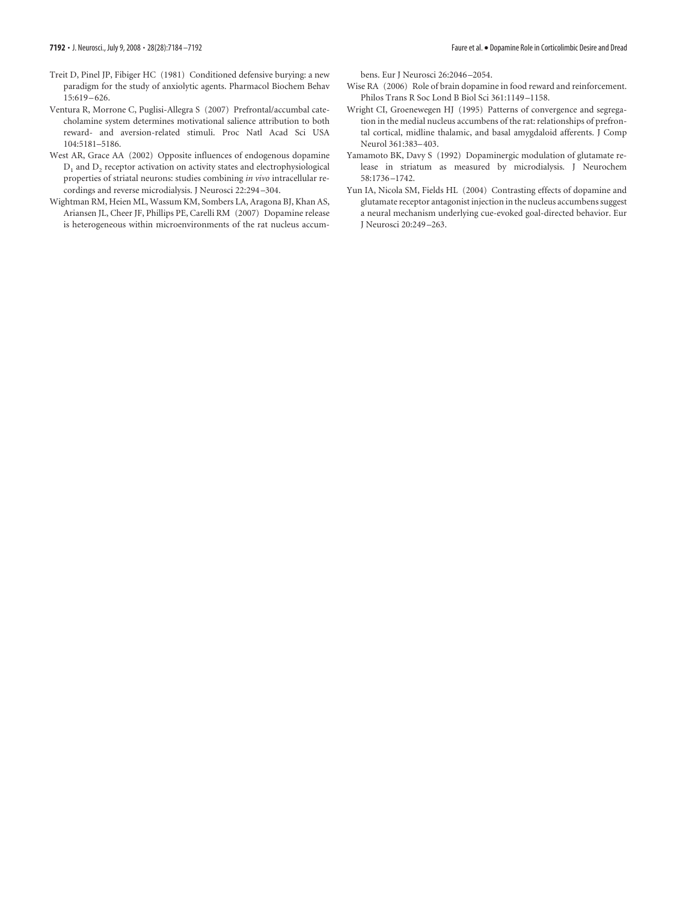Treit D, Pinel JP, Fibiger HC (1981) Conditioned defensive burying: a new paradigm for the study of anxiolytic agents. Pharmacol Biochem Behav 15:619–626.

Ventura R, Morrone C, Puglisi-Allegra S (2007) Prefrontal/accumbal catecholamine system determines motivational salience attribution to both reward- and aversion-related stimuli. Proc Natl Acad Sci USA 104:5181–5186.

West AR, Grace AA (2002) Opposite influences of endogenous dopamine $D_1$ and $D_2$ receptor activation on activity states and electrophysiological properties of striatal neurons: studies combining *in vivo* intracellular recordings and reverse microdialysis. J Neurosci 22:294–304.

Wightman RM, Heien ML, Wassum KM, Sombers LA, Aragona BJ, Khan AS, Ariansen JL, Cheer JF, Phillips PE, Carelli RM (2007) Dopamine release is heterogeneous within microenvironments of the rat nucleus accumbens. Eur J Neurosci 26:2046–2054.

Wise RA (2006) Role of brain dopamine in food reward and reinforcement. Philos Trans R Soc Lond B Biol Sci 361:1149–1158.

Wright CI, Groenewegen HJ (1995) Patterns of convergence and segregation in the medial nucleus accumbens of the rat: relationships of prefrontal cortical, midline thalamic, and basal amygdaloid afferents. J Comp Neurol 361:383–403.

Yamamoto BK, Davy S (1992) Dopaminergic modulation of glutamate release in striatum as measured by microdialysis. J Neurochem 58:1736–1742.

Yun IA, Nicola SM, Fields HL (2004) Contrasting effects of dopamine and glutamate receptor antagonist injection in the nucleus accumbens suggest a neural mechanism underlying cue-evoked goal-directed behavior. Eur J Neurosci 20:249–263.